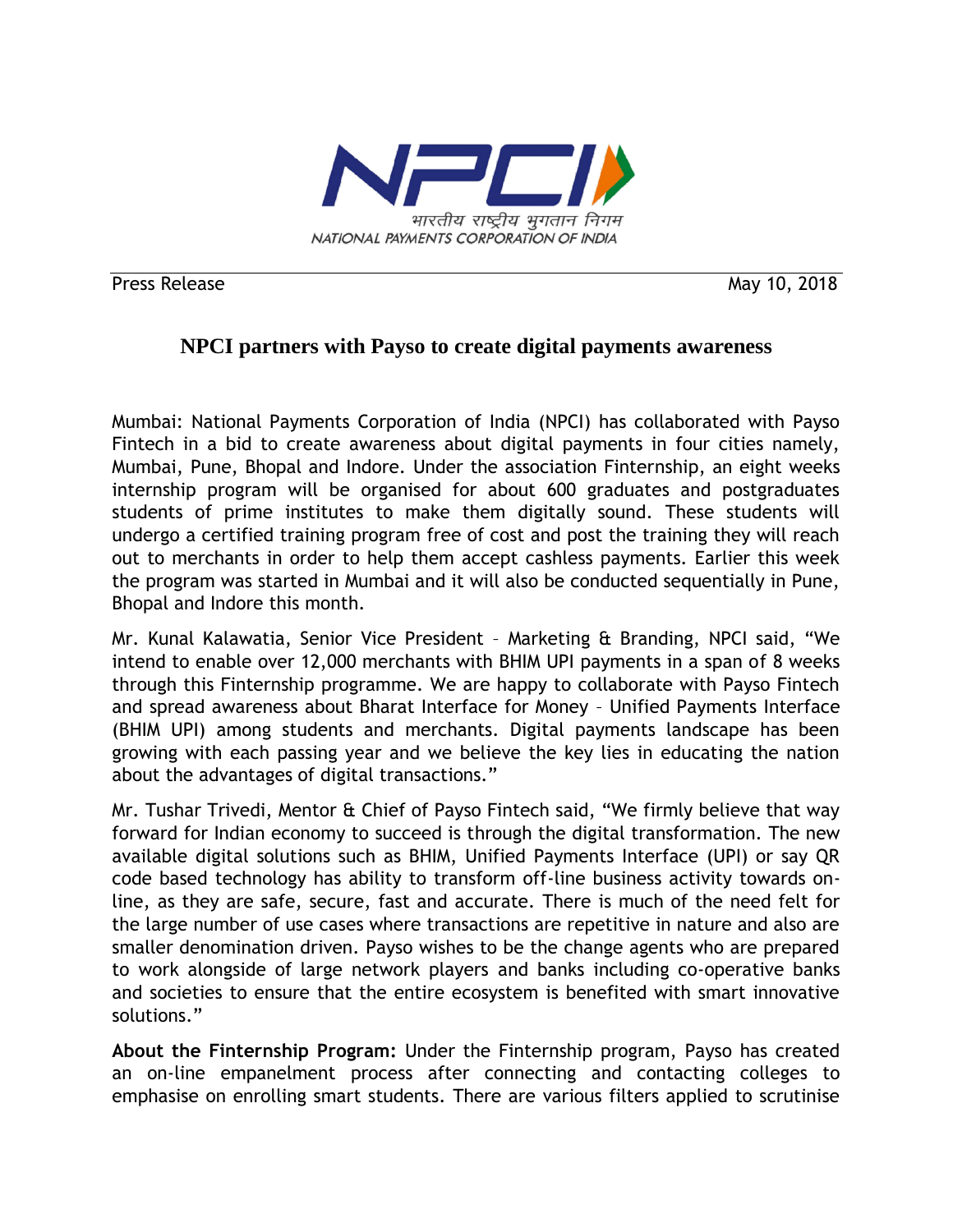भारतीय राष्ट्रीय भुगतान निगम
NATIONAL PAYMENTS CORPORATION OF INDIA

Press Release May 10, 2018

# NPCI partners with Payso to create digital payments awareness

Mumbai: National Payments Corporation of India (NPCI) has collaborated with Payso Fintech in a bid to create awareness about digital payments in four cities namely, Mumbai, Pune, Bhopal and Indore. Under the association Finternship, an eight weeks internship program will be organised for about 600 graduates and postgraduates students of prime institutes to make them digitally sound. These students will undergo a certified training program free of cost and post the training they will reach out to merchants in order to help them accept cashless payments. Earlier this week the program was started in Mumbai and it will also be conducted sequentially in Pune, Bhopal and Indore this month.

Mr. Kunal Kalawatia, Senior Vice President – Marketing & Branding, NPCI said, "We intend to enable over 12,000 merchants with BHIM UPI payments in a span of 8 weeks through this Finternship programme. We are happy to collaborate with Payso Fintech and spread awareness about Bharat Interface for Money – Unified Payments Interface (BHIM UPI) among students and merchants. Digital payments landscape has been growing with each passing year and we believe the key lies in educating the nation about the advantages of digital transactions."

Mr. Tushar Trivedi, Mentor & Chief of Payso Fintech said, "We firmly believe that way forward for Indian economy to succeed is through the digital transformation. The new available digital solutions such as BHIM, Unified Payments Interface (UPI) or say QR code based technology has ability to transform off-line business activity towards on-line, as they are safe, secure, fast and accurate. There is much of the need felt for the large number of use cases where transactions are repetitive in nature and also are smaller denomination driven. Payso wishes to be the change agents who are prepared to work alongside of large network players and banks including co-operative banks and societies to ensure that the entire ecosystem is benefited with smart innovative solutions."

**About the Finternship Program:** Under the Finternship program, Payso has created an on-line empanelment process after connecting and contacting colleges to emphasise on enrolling smart students. There are various filters applied to scrutinise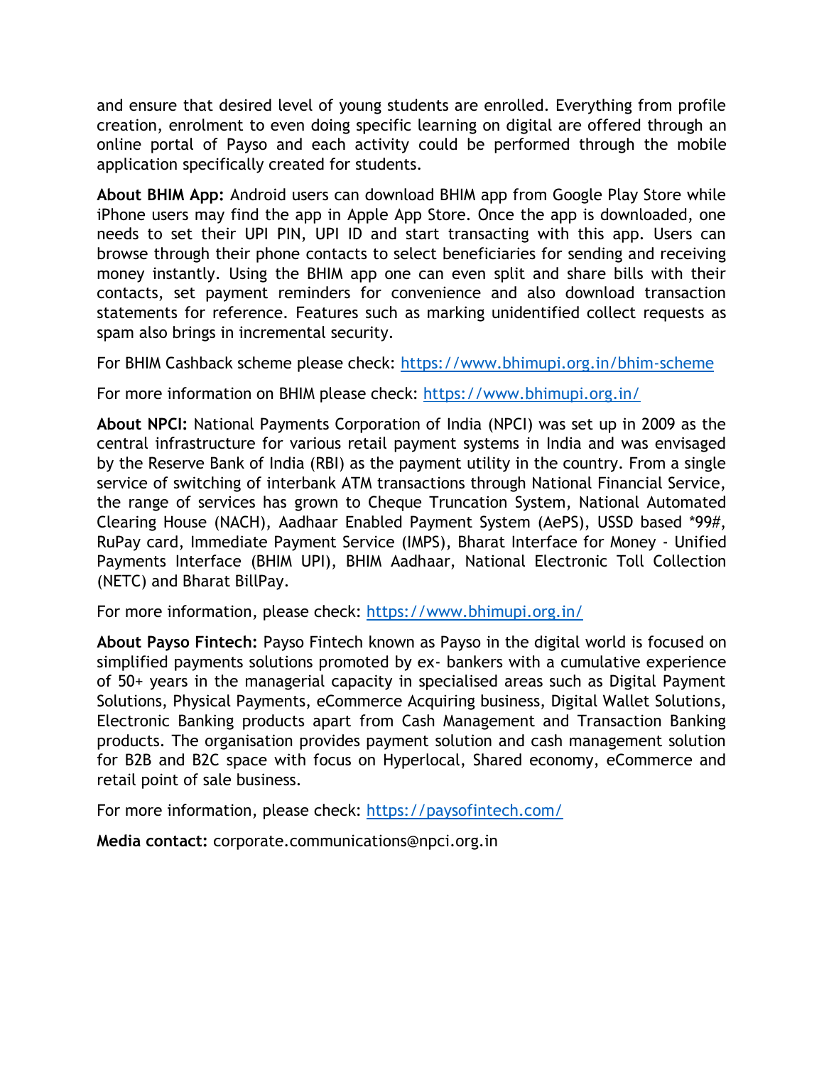and ensure that desired level of young students are enrolled. Everything from profile creation, enrolment to even doing specific learning on digital are offered through an online portal of Payso and each activity could be performed through the mobile application specifically created for students.

**About BHIM App:** Android users can download BHIM app from Google Play Store while iPhone users may find the app in Apple App Store. Once the app is downloaded, one needs to set their UPI PIN, UPI ID and start transacting with this app. Users can browse through their phone contacts to select beneficiaries for sending and receiving money instantly. Using the BHIM app one can even split and share bills with their contacts, set payment reminders for convenience and also download transaction statements for reference. Features such as marking unidentified collect requests as spam also brings in incremental security.

For BHIM Cashback scheme please check: [https://www.bhimupi.org.in/bhim-scheme](https://www.bhimupi.org.in/bhim-scheme)

For more information on BHIM please check: [https://www.bhimupi.org.in/](https://www.bhimupi.org.in/)

**About NPCI:** National Payments Corporation of India (NPCI) was set up in 2009 as the central infrastructure for various retail payment systems in India and was envisaged by the Reserve Bank of India (RBI) as the payment utility in the country. From a single service of switching of interbank ATM transactions through National Financial Service, the range of services has grown to Cheque Truncation System, National Automated Clearing House (NACH), Aadhaar Enabled Payment System (AePS), USSD based *99#, RuPay card, Immediate Payment Service (IMPS), Bharat Interface for Money - Unified Payments Interface (BHIM UPI), BHIM Aadhaar, National Electronic Toll Collection (NETC) and Bharat BillPay.

For more information, please check: [https://www.bhimupi.org.in/](https://www.bhimupi.org.in/)

**About Payso Fintech:** Payso Fintech known as Payso in the digital world is focused on simplified payments solutions promoted by ex- bankers with a cumulative experience of 50+ years in the managerial capacity in specialised areas such as Digital Payment Solutions, Physical Payments, eCommerce Acquiring business, Digital Wallet Solutions, Electronic Banking products apart from Cash Management and Transaction Banking products. The organisation provides payment solution and cash management solution for B2B and B2C space with focus on Hyperlocal, Shared economy, eCommerce and retail point of sale business.

For more information, please check: [https://paysofintech.com/](https://paysofintech.com/)

**Media contact:** corporate.communications@npci.org.in